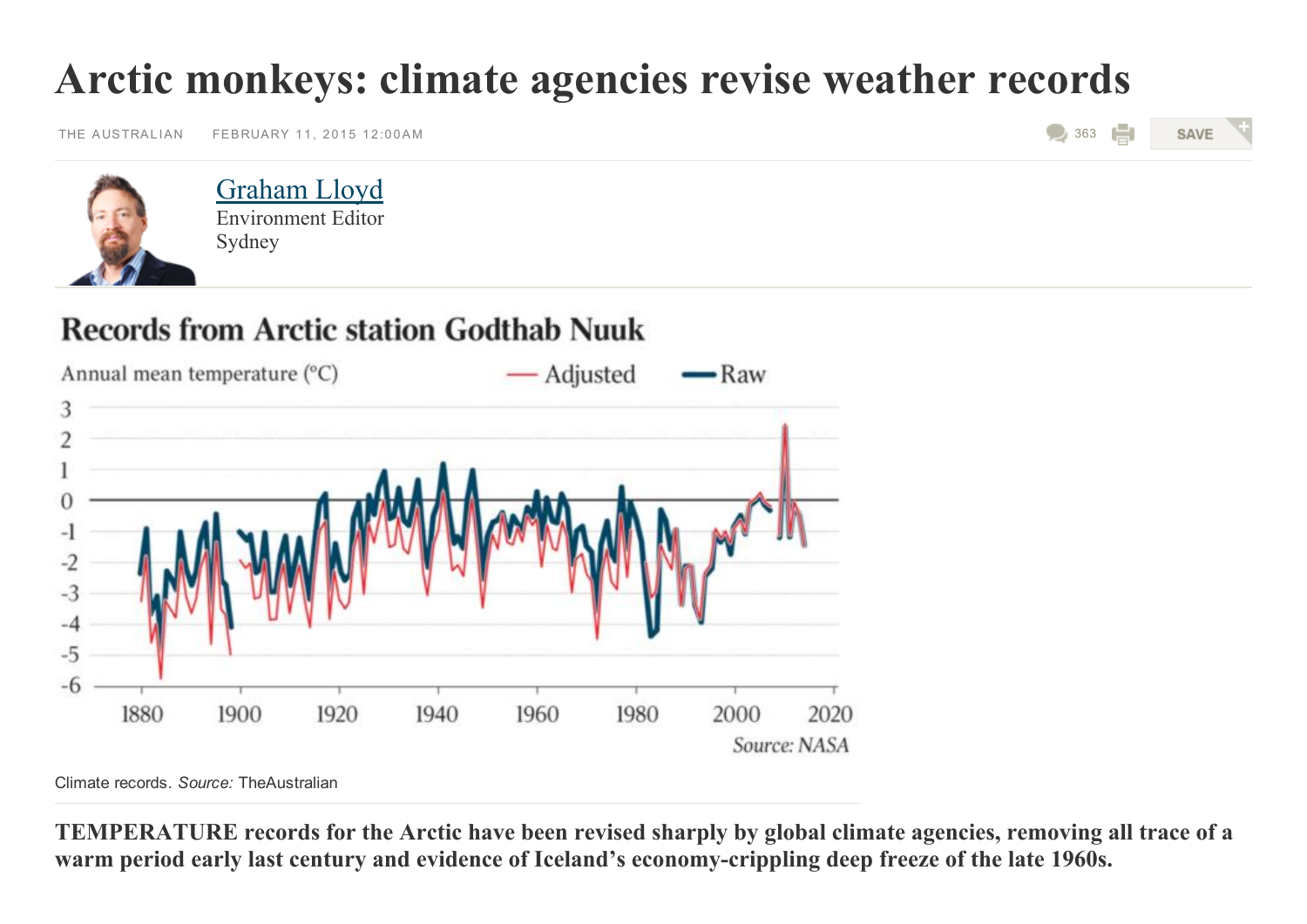# Arctic monkeys: climate agencies revise weather records

THE AUSTRALIAN FEBRUARY 11, 2015 12:00AM

Graham Lloyd
Environment Editor
Sydney

**Records from Arctic station Godthab Nuuk**

Annual mean temperature (°C) — Adjusted — Raw

Source: NASA

Climate records. *Source:* TheAustralian

**TEMPERATURE records for the Arctic have been revised sharply by global climate agencies, removing all trace of a warm period early last century and evidence of Iceland's economy-crippling deep freeze of the late 1960s.**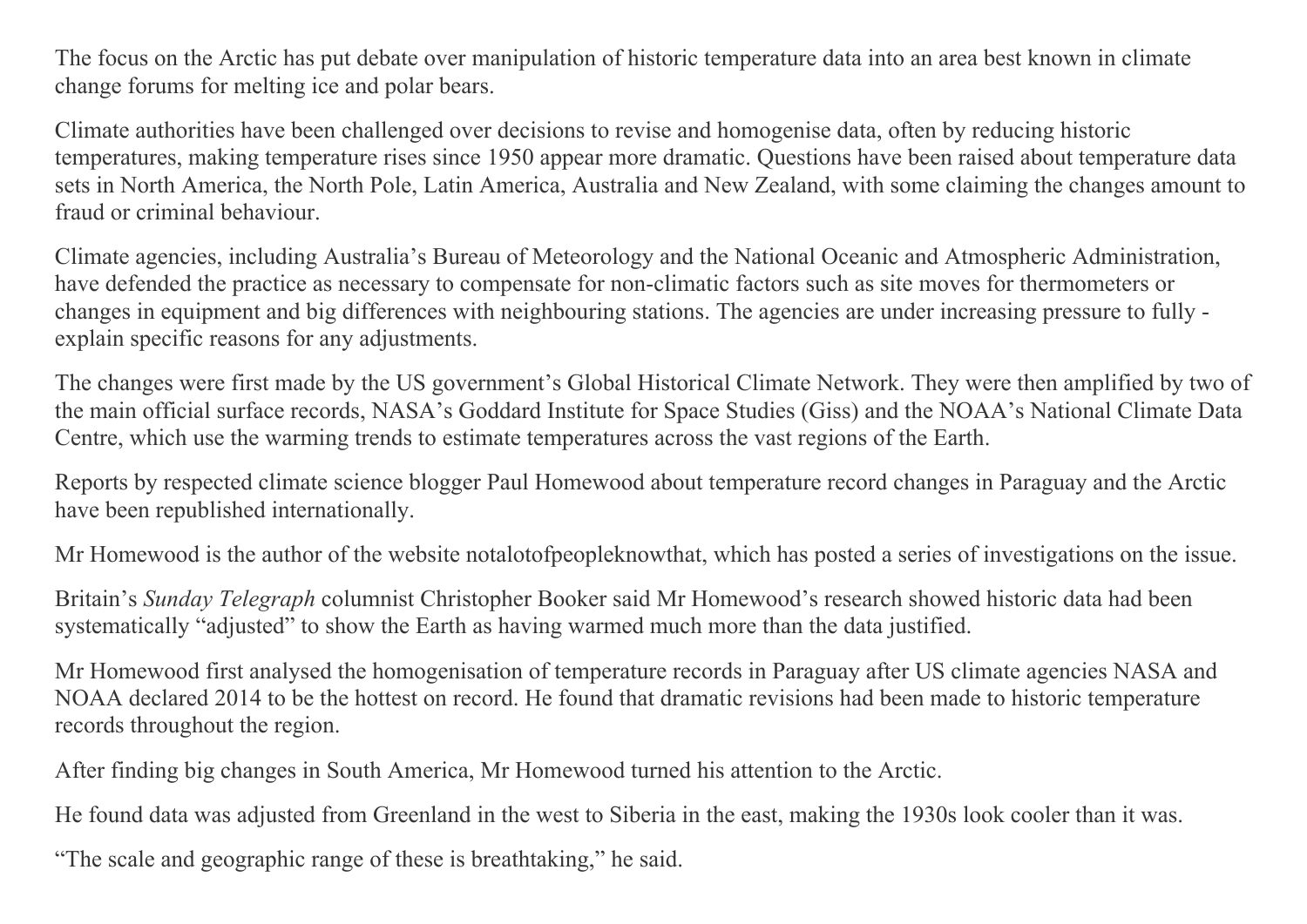The focus on the Arctic has put debate over manipulation of historic temperature data into an area best known in climate change forums for melting ice and polar bears.

Climate authorities have been challenged over decisions to revise and homogenise data, often by reducing historic temperatures, making temperature rises since 1950 appear more dramatic. Questions have been raised about temperature data sets in North America, the North Pole, Latin America, Australia and New Zealand, with some claiming the changes amount to fraud or criminal behaviour.

Climate agencies, including Australia's Bureau of Meteorology and the National Oceanic and Atmospheric Administration, have defended the practice as necessary to compensate for non-climatic factors such as site moves for thermometers or changes in equipment and big differences with neighbouring stations. The agencies are under increasing pressure to fully - explain specific reasons for any adjustments.

The changes were first made by the US government's Global Historical Climate Network. They were then amplified by two of the main official surface records, NASA's Goddard Institute for Space Studies (Giss) and the NOAA's National Climate Data Centre, which use the warming trends to estimate temperatures across the vast regions of the Earth.

Reports by respected climate science blogger Paul Homewood about temperature record changes in Paraguay and the Arctic have been republished internationally.

Mr Homewood is the author of the website notalotofpeopleknowthat, which has posted a series of investigations on the issue.

Britain's *Sunday Telegraph* columnist Christopher Booker said Mr Homewood's research showed historic data had been systematically "adjusted" to show the Earth as having warmed much more than the data justified.

Mr Homewood first analysed the homogenisation of temperature records in Paraguay after US climate agencies NASA and NOAA declared 2014 to be the hottest on record. He found that dramatic revisions had been made to historic temperature records throughout the region.

After finding big changes in South America, Mr Homewood turned his attention to the Arctic.

He found data was adjusted from Greenland in the west to Siberia in the east, making the 1930s look cooler than it was.

"The scale and geographic range of these is breathtaking," he said.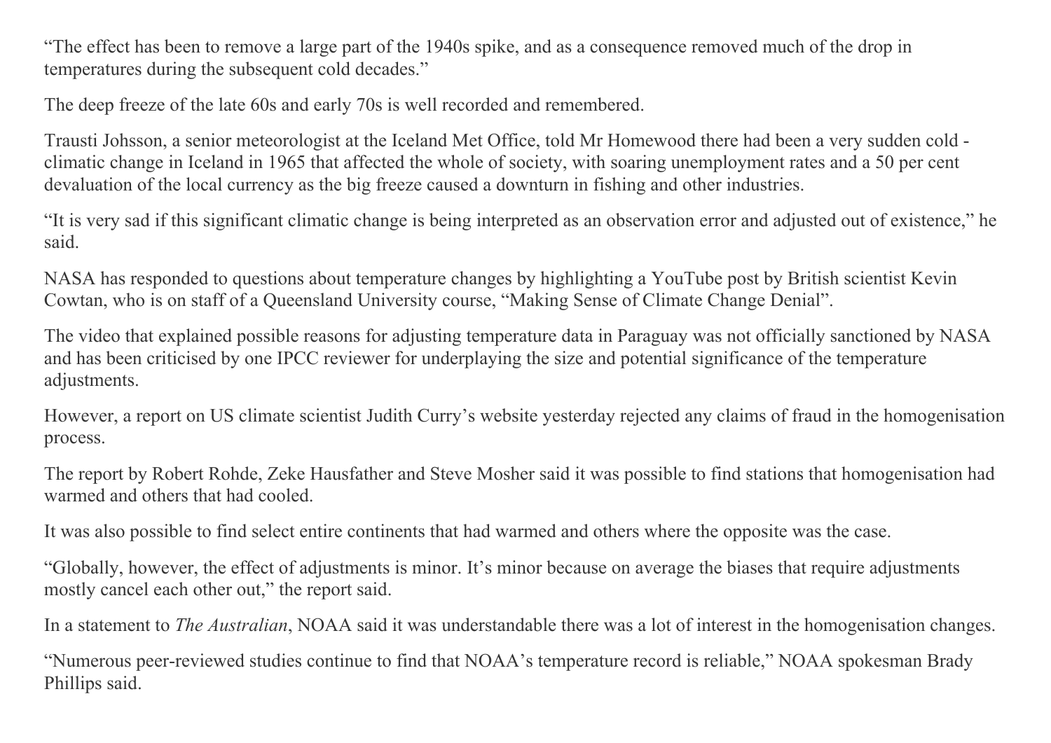"The effect has been to remove a large part of the 1940s spike, and as a consequence removed much of the drop in temperatures during the subsequent cold decades."

The deep freeze of the late 60s and early 70s is well recorded and remembered.

Trausti Johsson, a senior meteorologist at the Iceland Met Office, told Mr Homewood there had been a very sudden cold - climatic change in Iceland in 1965 that affected the whole of society, with soaring unemployment rates and a 50 per cent devaluation of the local currency as the big freeze caused a downturn in fishing and other industries.

"It is very sad if this significant climatic change is being interpreted as an observation error and adjusted out of existence," he said.

NASA has responded to questions about temperature changes by highlighting a YouTube post by British scientist Kevin Cowtan, who is on staff of a Queensland University course, "Making Sense of Climate Change Denial".

The video that explained possible reasons for adjusting temperature data in Paraguay was not officially sanctioned by NASA and has been criticised by one IPCC reviewer for underplaying the size and potential significance of the temperature adjustments.

However, a report on US climate scientist Judith Curry's website yesterday rejected any claims of fraud in the homogenisation process.

The report by Robert Rohde, Zeke Hausfather and Steve Mosher said it was possible to find stations that homogenisation had warmed and others that had cooled.

It was also possible to find select entire continents that had warmed and others where the opposite was the case.

"Globally, however, the effect of adjustments is minor. It's minor because on average the biases that require adjustments mostly cancel each other out," the report said.

In a statement to *The Australian*, NOAA said it was understandable there was a lot of interest in the homogenisation changes.

"Numerous peer-reviewed studies continue to find that NOAA's temperature record is reliable," NOAA spokesman Brady Phillips said.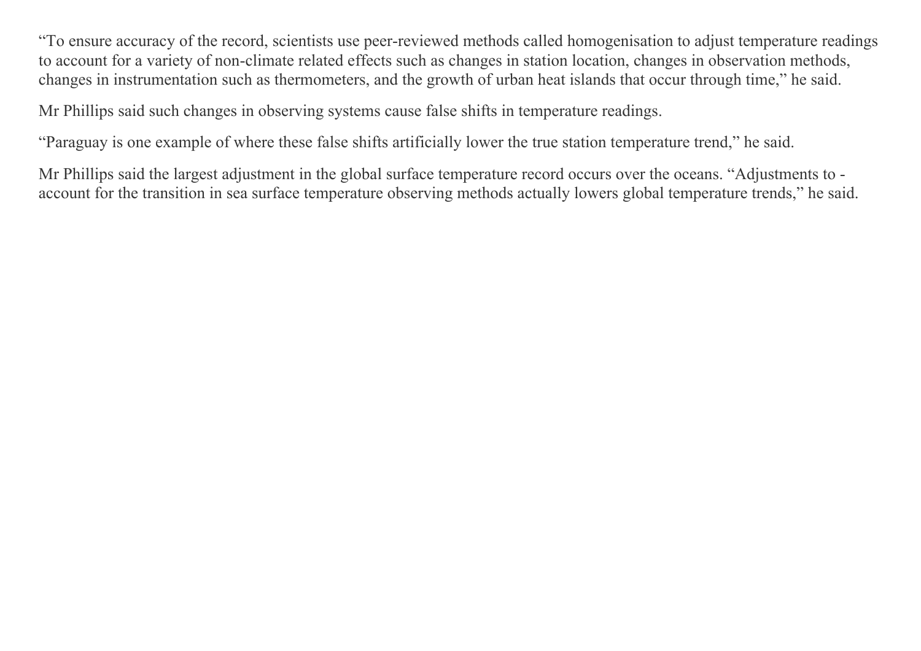"To ensure accuracy of the record, scientists use peer-reviewed methods called homogenisation to adjust temperature readings to account for a variety of non-climate related effects such as changes in station location, changes in observation methods, changes in instrumentation such as thermometers, and the growth of urban heat islands that occur through time," he said.

Mr Phillips said such changes in observing systems cause false shifts in temperature readings.

"Paraguay is one example of where these false shifts artificially lower the true station temperature trend," he said.

Mr Phillips said the largest adjustment in the global surface temperature record occurs over the oceans. "Adjustments to -account for the transition in sea surface temperature observing methods actually lowers global temperature trends," he said.